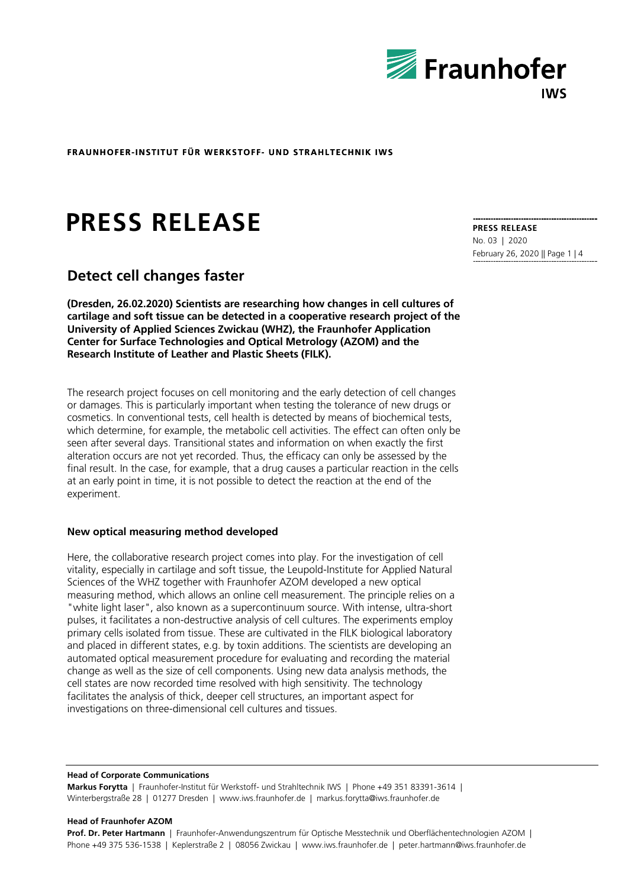**FRAUNHOFER-INSTITUT FÜR WERKSTOFF- UND STRAHLTECHNIK IWS**

# PRESS RELEASE

**PRESS RELEASE**
No. 03 | 2020
February 26, 2020

## Detect cell changes faster

**(Dresden, 26.02.2020) Scientists are researching how changes in cell cultures of cartilage and soft tissue can be detected in a cooperative research project of the University of Applied Sciences Zwickau (WHZ), the Fraunhofer Application Center for Surface Technologies and Optical Metrology (AZOM) and the Research Institute of Leather and Plastic Sheets (FILK).**

The research project focuses on cell monitoring and the early detection of cell changes or damages. This is particularly important when testing the tolerance of new drugs or cosmetics. In conventional tests, cell health is detected by means of biochemical tests, which determine, for example, the metabolic cell activities. The effect can often only be seen after several days. Transitional states and information on when exactly the first alteration occurs are not yet recorded. Thus, the efficacy can only be assessed by the final result. In the case, for example, that a drug causes a particular reaction in the cells at an early point in time, it is not possible to detect the reaction at the end of the experiment.

### New optical measuring method developed

Here, the collaborative research project comes into play. For the investigation of cell vitality, especially in cartilage and soft tissue, the Leupold-Institute for Applied Natural Sciences of the WHZ together with Fraunhofer AZOM developed a new optical measuring method, which allows an online cell measurement. The principle relies on a "white light laser", also known as a supercontinuum source. With intense, ultra-short pulses, it facilitates a non-destructive analysis of cell cultures. The experiments employ primary cells isolated from tissue. These are cultivated in the FILK biological laboratory and placed in different states, e.g. by toxin additions. The scientists are developing an automated optical measurement procedure for evaluating and recording the material change as well as the size of cell components. Using new data analysis methods, the cell states are now recorded time resolved with high sensitivity. The technology facilitates the analysis of thick, deeper cell structures, an important aspect for investigations on three-dimensional cell cultures and tissues.

**Head of Corporate Communications**
**Markus Forytta** | Fraunhofer-Institut für Werkstoff- und Strahltechnik IWS | Phone +49 351 83391-3614 | Winterbergstraße 28 | 01277 Dresden | www.iws.fraunhofer.de | markus.forytta@iws.fraunhofer.de

**Head of Fraunhofer AZOM**
**Prof. Dr. Peter Hartmann** | Fraunhofer-Anwendungszentrum für Optische Messtechnik und Oberflächentechnologien AZOM | Phone +49 375 536-1538 | Keplerstraße 2 | 08056 Zwickau | www.iws.fraunhofer.de | peter.hartmann@iws.fraunhofer.de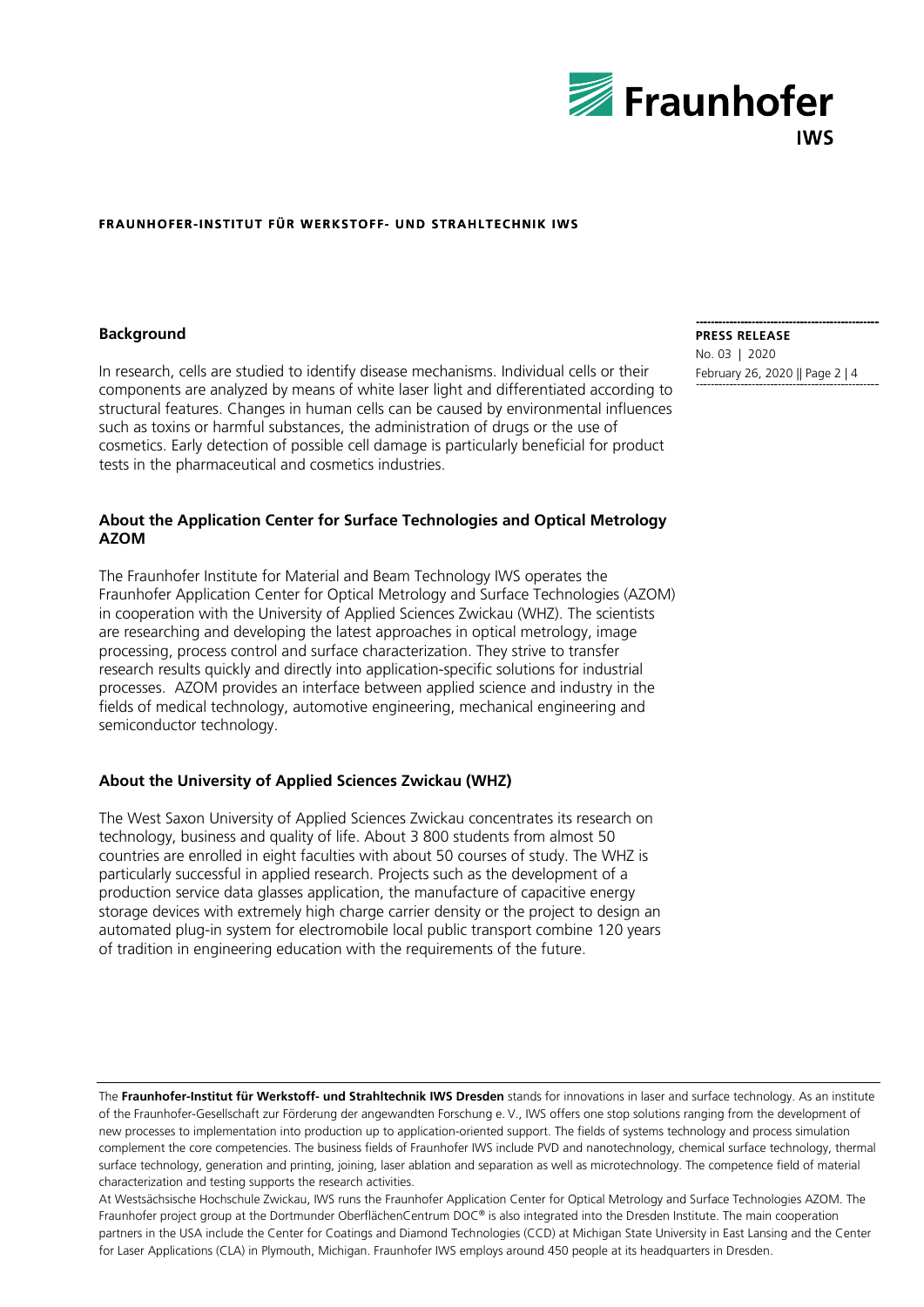## Background

In research, cells are studied to identify disease mechanisms. Individual cells or their components are analyzed by means of white laser light and differentiated according to structural features. Changes in human cells can be caused by environmental influences such as toxins or harmful substances, the administration of drugs or the use of cosmetics. Early detection of possible cell damage is particularly beneficial for product tests in the pharmaceutical and cosmetics industries.

## About the Application Center for Surface Technologies and Optical Metrology AZOM

The Fraunhofer Institute for Material and Beam Technology IWS operates the Fraunhofer Application Center for Optical Metrology and Surface Technologies (AZOM) in cooperation with the University of Applied Sciences Zwickau (WHZ). The scientists are researching and developing the latest approaches in optical metrology, image processing, process control and surface characterization. They strive to transfer research results quickly and directly into application-specific solutions for industrial processes. AZOM provides an interface between applied science and industry in the fields of medical technology, automotive engineering, mechanical engineering and semiconductor technology.

## About the University of Applied Sciences Zwickau (WHZ)

The West Saxon University of Applied Sciences Zwickau concentrates its research on technology, business and quality of life. About 3 800 students from almost 50 countries are enrolled in eight faculties with about 50 courses of study. The WHZ is particularly successful in applied research. Projects such as the development of a production service data glasses application, the manufacture of capacitive energy storage devices with extremely high charge carrier density or the project to design an automated plug-in system for electromobile local public transport combine 120 years of tradition in engineering education with the requirements of the future.

---

The **Fraunhofer-Institut für Werkstoff- und Strahltechnik IWS Dresden** stands for innovations in laser and surface technology. As an institute of the Fraunhofer-Gesellschaft zur Förderung der angewandten Forschung e. V., IWS offers one stop solutions ranging from the development of new processes to implementation into production up to application-oriented support. The fields of systems technology and process simulation complement the core competencies. The business fields of Fraunhofer IWS include PVD and nanotechnology, chemical surface technology, thermal surface technology, generation and printing, joining, laser ablation and separation as well as microtechnology. The competence field of material characterization and testing supports the research activities.

At Westsächsische Hochschule Zwickau, IWS runs the Fraunhofer Application Center for Optical Metrology and Surface Technologies AZOM. The Fraunhofer project group at the Dortmunder OberflächenCentrum DOC® is also integrated into the Dresden Institute. The main cooperation partners in the USA include the Center for Coatings and Diamond Technologies (CCD) at Michigan State University in East Lansing and the Center for Laser Applications (CLA) in Plymouth, Michigan. Fraunhofer IWS employs around 450 people at its headquarters in Dresden.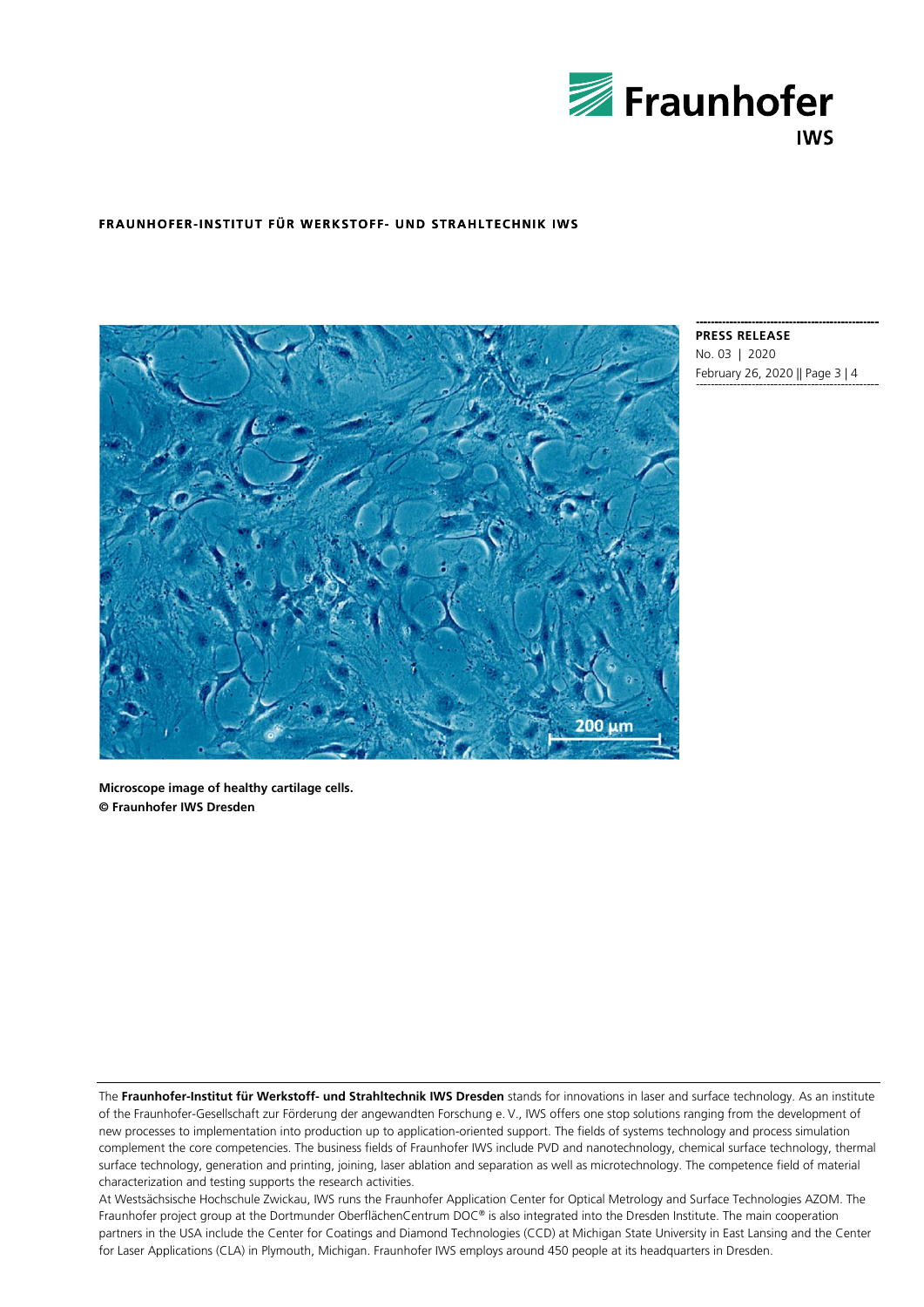**Microscope image of healthy cartilage cells.**
**© Fraunhofer IWS Dresden**

The **Fraunhofer-Institut für Werkstoff- und Strahltechnik IWS Dresden** stands for innovations in laser and surface technology. As an institute of the Fraunhofer-Gesellschaft zur Förderung der angewandten Forschung e. V., IWS offers one stop solutions ranging from the development of new processes to implementation into production up to application-oriented support. The fields of systems technology and process simulation complement the core competencies. The business fields of Fraunhofer IWS include PVD and nanotechnology, chemical surface technology, thermal surface technology, generation and printing, joining, laser ablation and separation as well as microtechnology. The competence field of material characterization and testing supports the research activities.

At Westsächsische Hochschule Zwickau, IWS runs the Fraunhofer Application Center for Optical Metrology and Surface Technologies AZOM. The Fraunhofer project group at the Dortmunder OberflächenCentrum DOC® is also integrated into the Dresden Institute. The main cooperation partners in the USA include the Center for Coatings and Diamond Technologies (CCD) at Michigan State University in East Lansing and the Center for Laser Applications (CLA) in Plymouth, Michigan. Fraunhofer IWS employs around 450 people at its headquarters in Dresden.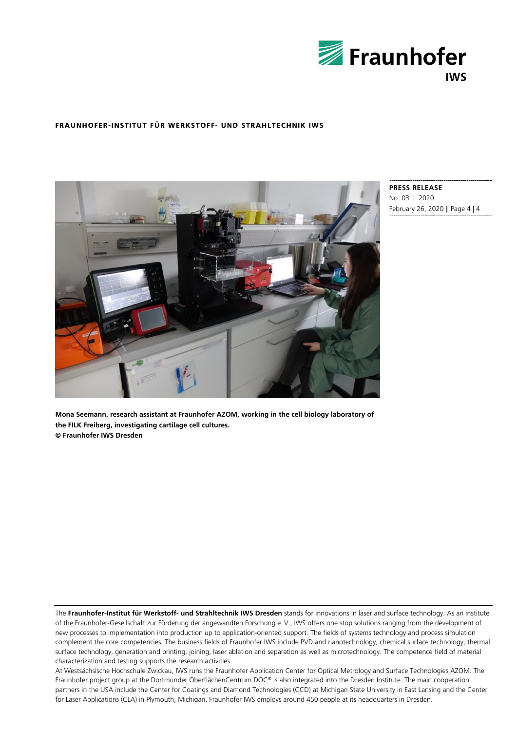FRAUNHOFER-INSTITUT FÜR WERKSTOFF- UND STRAHLTECHNIK IWS

**PRESS RELEASE**
No. 03 | 2020
February 26, 2020

**Mona Seemann, research assistant at Fraunhofer AZOM, working in the cell biology laboratory of the FILK Freiberg, investigating cartilage cell cultures.**
**© Fraunhofer IWS Dresden**

The **Fraunhofer-Institut für Werkstoff- und Strahltechnik IWS Dresden** stands for innovations in laser and surface technology. As an institute of the Fraunhofer-Gesellschaft zur Förderung der angewandten Forschung e. V., IWS offers one stop solutions ranging from the development of new processes to implementation into production up to application-oriented support. The fields of systems technology and process simulation complement the core competencies. The business fields of Fraunhofer IWS include PVD and nanotechnology, chemical surface technology, thermal surface technology, generation and printing, joining, laser ablation and separation as well as microtechnology. The competence field of material characterization and testing supports the research activities.

At Westsächsische Hochschule Zwickau, IWS runs the Fraunhofer Application Center for Optical Metrology and Surface Technologies AZOM. The Fraunhofer project group at the Dortmunder OberflächenCentrum DOC® is also integrated into the Dresden Institute. The main cooperation partners in the USA include the Center for Coatings and Diamond Technologies (CCD) at Michigan State University in East Lansing and the Center for Laser Applications (CLA) in Plymouth, Michigan. Fraunhofer IWS employs around 450 people at its headquarters in Dresden.